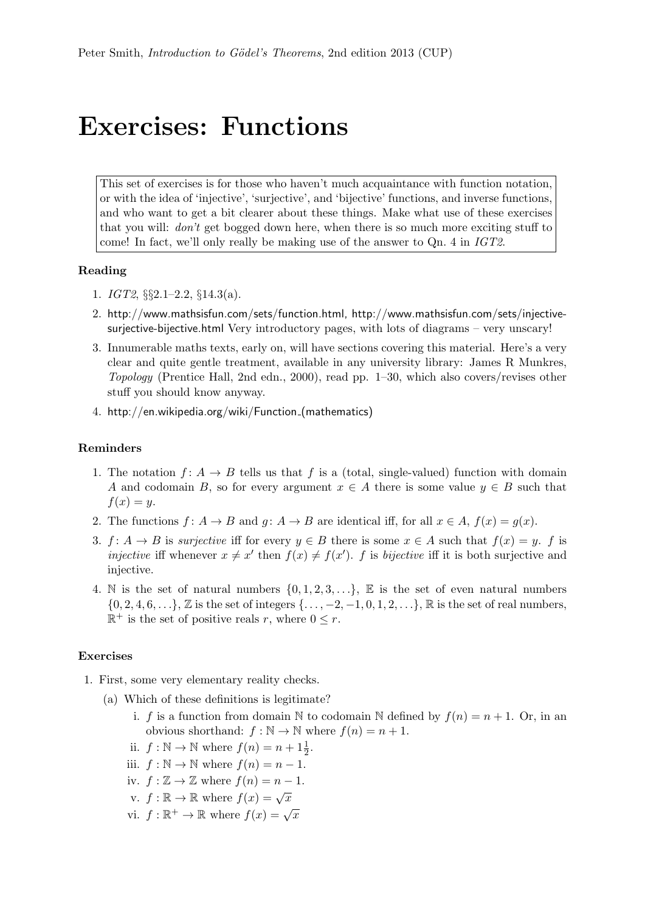Peter Smith, *Introduction to Gödel's Theorems*, 2nd edition 2013 (CUP)

# Exercises: Functions

This set of exercises is for those who haven't much acquaintance with function notation, or with the idea of 'injective', 'surjective', and 'bijective' functions, and inverse functions, and who want to get a bit clearer about these things. Make what use of these exercises that you will: *don't* get bogged down here, when there is so much more exciting stuff to come! In fact, we'll only really be making use of the answer to Qn. 4 in *IGT2*.

### Reading

1. *IGT2*, §§2.1–2.2, §14.3(a).
2. http://www.mathsisfun.com/sets/function.html, http://www.mathsisfun.com/sets/injective-surjective-bijective.html Very introductory pages, with lots of diagrams – very unscary!
3. Innumerable maths texts, early on, will have sections covering this material. Here's a very clear and quite gentle treatment, available in any university library: James R Munkres, *Topology* (Prentice Hall, 2nd edn., 2000), read pp. 1–30, which also covers/revises other stuff you should know anyway.
4. http://en.wikipedia.org/wiki/Function_(mathematics)

### Reminders

1. The notation $f\colon A \to B$ tells us that $f$ is a (total, single-valued) function with domain $A$ and codomain $B$, so for every argument $x \in A$ there is some value $y \in B$ such that $f(x) = y$.
2. The functions $f\colon A \to B$ and $g\colon A \to B$ are identical iff, for all $x \in A$, $f(x) = g(x)$.
3. $f\colon A \to B$ is *surjective* iff for every $y \in B$ there is some $x \in A$ such that $f(x) = y$. $f$ is *injective* iff whenever $x \neq x'$ then $f(x) \neq f(x')$. $f$ is *bijective* iff it is both surjective and injective.
4. $\mathbb{N}$ is the set of natural numbers $\{0, 1, 2, 3, \ldots\}$, $\mathbb{E}$ is the set of even natural numbers $\{0, 2, 4, 6, \ldots\}$, $\mathbb{Z}$ is the set of integers $\{\ldots, -2, -1, 0, 1, 2, \ldots\}$, $\mathbb{R}$ is the set of real numbers, $\mathbb{R}^+$ is the set of positive reals $r$, where $0 \leq r$.

### Exercises

1. First, some very elementary reality checks.
   (a) Which of these definitions is legitimate?
      i. $f$ is a function from domain $\mathbb{N}$ to codomain $\mathbb{N}$ defined by $f(n) = n + 1$. Or, in an obvious shorthand: $f : \mathbb{N} \to \mathbb{N}$ where $f(n) = n + 1$.
      ii. $f : \mathbb{N} \to \mathbb{N}$ where $f(n) = n + 1\frac{1}{2}$.
      iii. $f : \mathbb{N} \to \mathbb{N}$ where $f(n) = n - 1$.
      iv. $f : \mathbb{Z} \to \mathbb{Z}$ where $f(n) = n - 1$.
      v. $f : \mathbb{R} \to \mathbb{R}$ where $f(x) = \sqrt{x}$
      vi. $f : \mathbb{R}^+ \to \mathbb{R}$ where $f(x) = \sqrt{x}$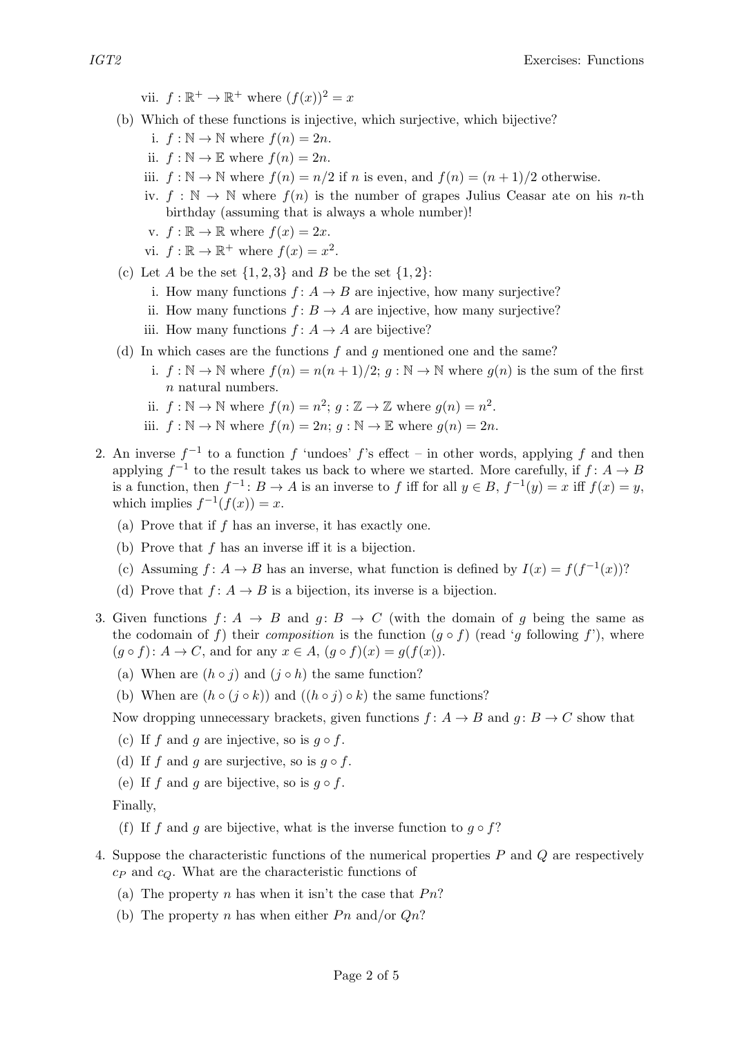vii. $f : \mathbb{R}^+ \to \mathbb{R}^+$ where $(f(x))^2 = x$

(b) Which of these functions is injective, which surjective, which bijective?

i. $f : \mathbb{N} \to \mathbb{N}$ where $f(n) = 2n$.

ii. $f : \mathbb{N} \to \mathbb{E}$ where $f(n) = 2n$.

iii. $f : \mathbb{N} \to \mathbb{N}$ where $f(n) = n/2$ if $n$ is even, and $f(n) = (n+1)/2$ otherwise.

iv. $f : \mathbb{N} \to \mathbb{N}$ where $f(n)$ is the number of grapes Julius Ceasar ate on his $n$-th birthday (assuming that is always a whole number)!

v. $f : \mathbb{R} \to \mathbb{R}$ where $f(x) = 2x$.

vi. $f : \mathbb{R} \to \mathbb{R}^+$ where $f(x) = x^2$.

(c) Let $A$ be the set $\{1, 2, 3\}$ and $B$ be the set $\{1, 2\}$:

i. How many functions $f : A \to B$ are injective, how many surjective?

ii. How many functions $f : B \to A$ are injective, how many surjective?

iii. How many functions $f : A \to A$ are bijective?

(d) In which cases are the functions $f$ and $g$ mentioned one and the same?

i. $f : \mathbb{N} \to \mathbb{N}$ where $f(n) = n(n+1)/2$; $g : \mathbb{N} \to \mathbb{N}$ where $g(n)$ is the sum of the first $n$ natural numbers.

ii. $f : \mathbb{N} \to \mathbb{N}$ where $f(n) = n^2$; $g : \mathbb{Z} \to \mathbb{Z}$ where $g(n) = n^2$.

iii. $f : \mathbb{N} \to \mathbb{N}$ where $f(n) = 2n$; $g : \mathbb{N} \to \mathbb{E}$ where $g(n) = 2n$.

2. An inverse $f^{-1}$ to a function $f$ 'undoes' $f$'s effect – in other words, applying $f$ and then applying $f^{-1}$ to the result takes us back to where we started. More carefully, if $f : A \to B$ is a function, then $f^{-1} : B \to A$ is an inverse to $f$ iff for all $y \in B$, $f^{-1}(y) = x$ iff $f(x) = y$, which implies $f^{-1}(f(x)) = x$.

(a) Prove that if $f$ has an inverse, it has exactly one.

(b) Prove that $f$ has an inverse iff it is a bijection.

(c) Assuming $f : A \to B$ has an inverse, what function is defined by $I(x) = f(f^{-1}(x))$?

(d) Prove that $f : A \to B$ is a bijection, its inverse is a bijection.

3. Given functions $f : A \to B$ and $g : B \to C$ (with the domain of $g$ being the same as the codomain of $f$) their *composition* is the function $(g \circ f)$ (read '$g$ following $f$'), where $(g \circ f) : A \to C$, and for any $x \in A$, $(g \circ f)(x) = g(f(x))$.

(a) When are $(h \circ j)$ and $(j \circ h)$ the same function?

(b) When are $(h \circ (j \circ k))$ and $((h \circ j) \circ k)$ the same functions?

Now dropping unnecessary brackets, given functions $f : A \to B$ and $g : B \to C$ show that

(c) If $f$ and $g$ are injective, so is $g \circ f$.

(d) If $f$ and $g$ are surjective, so is $g \circ f$.

(e) If $f$ and $g$ are bijective, so is $g \circ f$.

Finally,

(f) If $f$ and $g$ are bijective, what is the inverse function to $g \circ f$?

4. Suppose the characteristic functions of the numerical properties $P$ and $Q$ are respectively $c_P$ and $c_Q$. What are the characteristic functions of

(a) The property $n$ has when it isn't the case that $Pn$?

(b) The property $n$ has when either $Pn$ and/or $Qn$?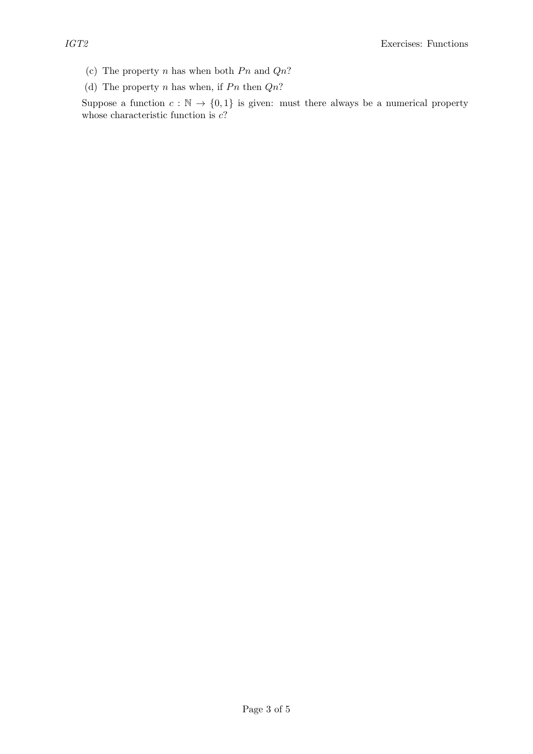(c) The property $n$ has when both $Pn$ and $Qn$?

(d) The property $n$ has when, if $Pn$ then $Qn$?

Suppose a function $c : \mathbb{N} \to \{0, 1\}$ is given: must there always be a numerical property whose characteristic function is $c$?